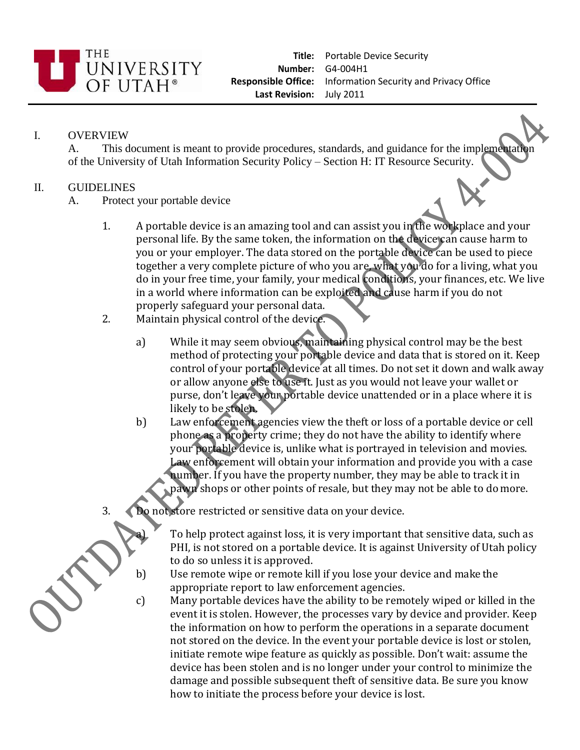THE UNIVERSITY OF UTAH®

**Title:** Portable Device Security
**Number:** G4-004H1
**Responsible Office:** Information Security and Privacy Office
**Last Revision:** July 2011

OUTDATED REFER TO POLICY 4-004

## I. OVERVIEW

A. This document is meant to provide procedures, standards, and guidance for the implementation of the University of Utah Information Security Policy – Section H: IT Resource Security.

## II. GUIDELINES

A. Protect your portable device

1. A portable device is an amazing tool and can assist you in the workplace and your personal life. By the same token, the information on the device can cause harm to you or your employer. The data stored on the portable device can be used to piece together a very complete picture of who you are, what you do for a living, what you do in your free time, your family, your medical conditions, your finances, etc. We live in a world where information can be exploited and cause harm if you do not properly safeguard your personal data.
2. Maintain physical control of the device.
   a) While it may seem obvious, maintaining physical control may be the best method of protecting your portable device and data that is stored on it. Keep control of your portable device at all times. Do not set it down and walk away or allow anyone else to use it. Just as you would not leave your wallet or purse, don't leave your portable device unattended or in a place where it is likely to be stolen.
   b) Law enforcement agencies view the theft or loss of a portable device or cell phone as a property crime; they do not have the ability to identify where your portable device is, unlike what is portrayed in television and movies. Law enforcement will obtain your information and provide you with a case number. If you have the property number, they may be able to track it in pawn shops or other points of resale, but they may not be able to do more.
3. Do not store restricted or sensitive data on your device.
   a) To help protect against loss, it is very important that sensitive data, such as PHI, is not stored on a portable device. It is against University of Utah policy to do so unless it is approved.
   b) Use remote wipe or remote kill if you lose your device and make the appropriate report to law enforcement agencies.
   c) Many portable devices have the ability to be remotely wiped or killed in the event it is stolen. However, the processes vary by device and provider. Keep the information on how to perform the operations in a separate document not stored on the device. In the event your portable device is lost or stolen, initiate remote wipe feature as quickly as possible. Don't wait: assume the device has been stolen and is no longer under your control to minimize the damage and possible subsequent theft of sensitive data. Be sure you know how to initiate the process before your device is lost.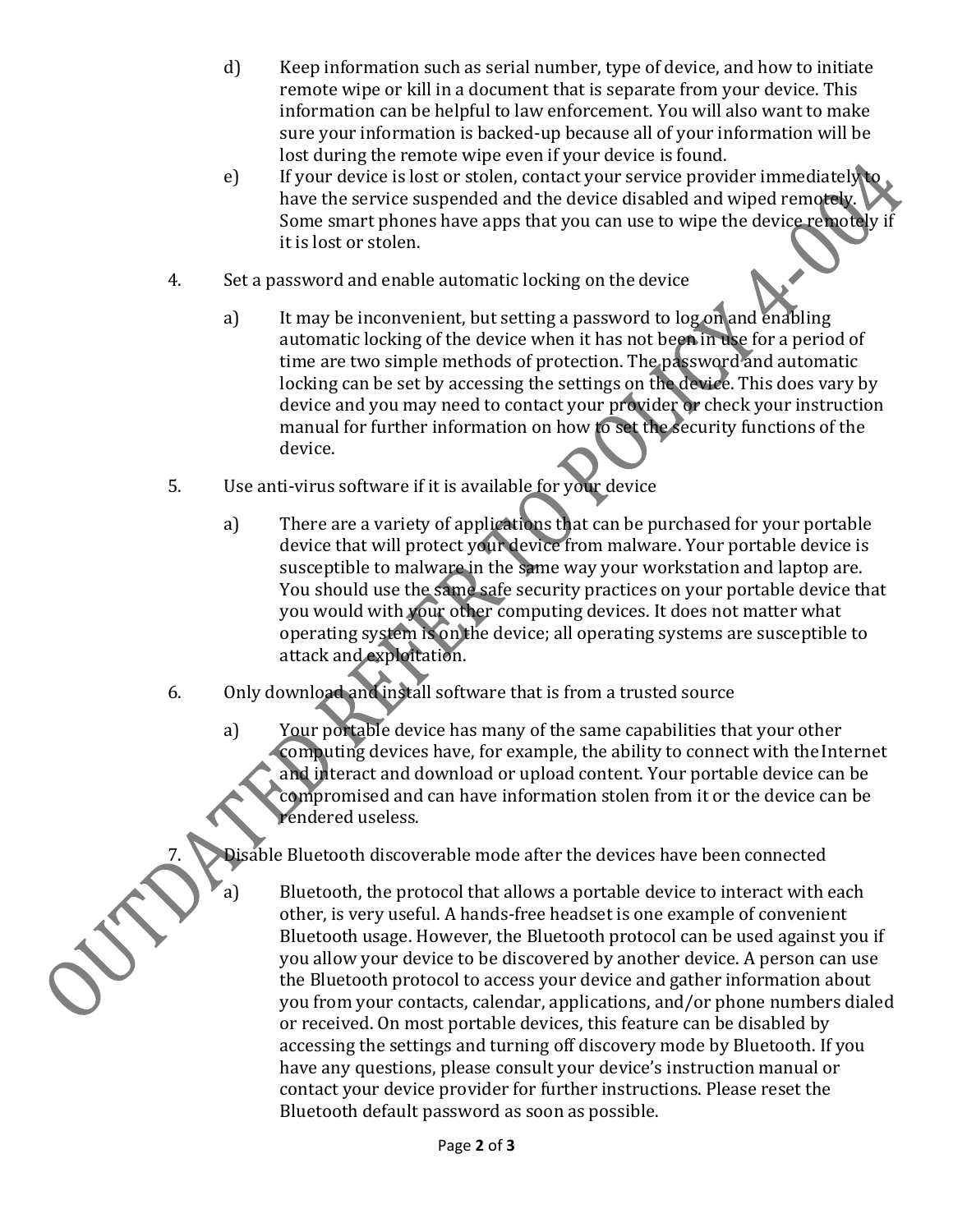d) Keep information such as serial number, type of device, and how to initiate remote wipe or kill in a document that is separate from your device. This information can be helpful to law enforcement. You will also want to make sure your information is backed-up because all of your information will be lost during the remote wipe even if your device is found.

e) If your device is lost or stolen, contact your service provider immediately to have the service suspended and the device disabled and wiped remotely. Some smart phones have apps that you can use to wipe the device remotely if it is lost or stolen.

4. Set a password and enable automatic locking on the device

    a) It may be inconvenient, but setting a password to log on and enabling automatic locking of the device when it has not been in use for a period of time are two simple methods of protection. The password and automatic locking can be set by accessing the settings on the device. This does vary by device and you may need to contact your provider or check your instruction manual for further information on how to set the security functions of the device.

5. Use anti-virus software if it is available for your device

    a) There are a variety of applications that can be purchased for your portable device that will protect your device from malware. Your portable device is susceptible to malware in the same way your workstation and laptop are. You should use the same safe security practices on your portable device that you would with your other computing devices. It does not matter what operating system is on the device; all operating systems are susceptible to attack and exploitation.

6. Only download and install software that is from a trusted source

    a) Your portable device has many of the same capabilities that your other computing devices have, for example, the ability to connect with the Internet and interact and download or upload content. Your portable device can be compromised and can have information stolen from it or the device can be rendered useless.

7. Disable Bluetooth discoverable mode after the devices have been connected

    a) Bluetooth, the protocol that allows a portable device to interact with each other, is very useful. A hands-free headset is one example of convenient Bluetooth usage. However, the Bluetooth protocol can be used against you if you allow your device to be discovered by another device. A person can use the Bluetooth protocol to access your device and gather information about you from your contacts, calendar, applications, and/or phone numbers dialed or received. On most portable devices, this feature can be disabled by accessing the settings and turning off discovery mode by Bluetooth. If you have any questions, please consult your device's instruction manual or contact your device provider for further instructions. Please reset the Bluetooth default password as soon as possible.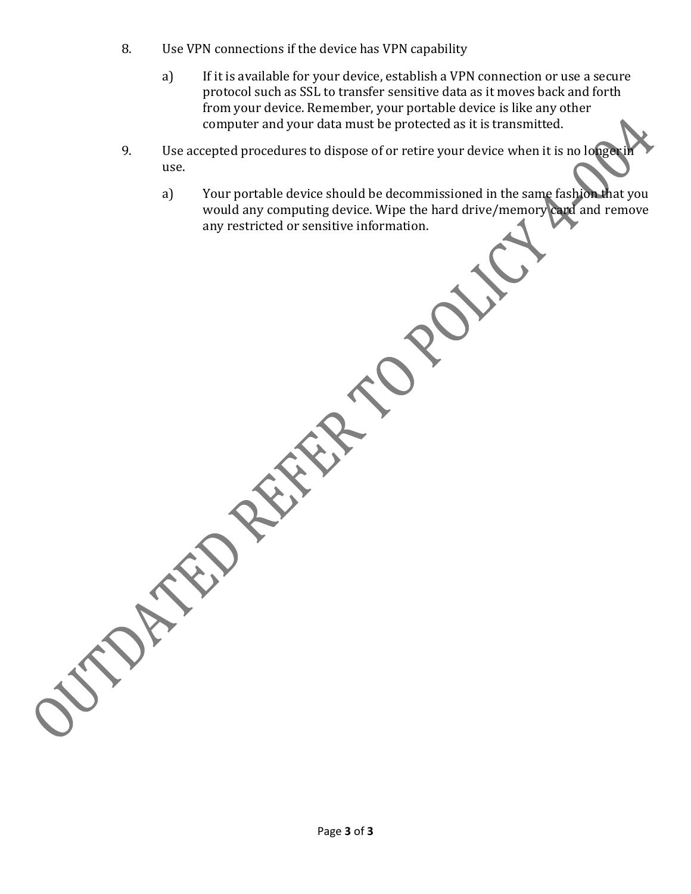8. Use VPN connections if the device has VPN capability

   a) If it is available for your device, establish a VPN connection or use a secure protocol such as SSL to transfer sensitive data as it moves back and forth from your device. Remember, your portable device is like any other computer and your data must be protected as it is transmitted.

9. Use accepted procedures to dispose of or retire your device when it is no longer in use.

   a) Your portable device should be decommissioned in the same fashion that you would any computing device. Wipe the hard drive/memory card and remove any restricted or sensitive information.

OUTDATED REFER TO POLICY 4-004